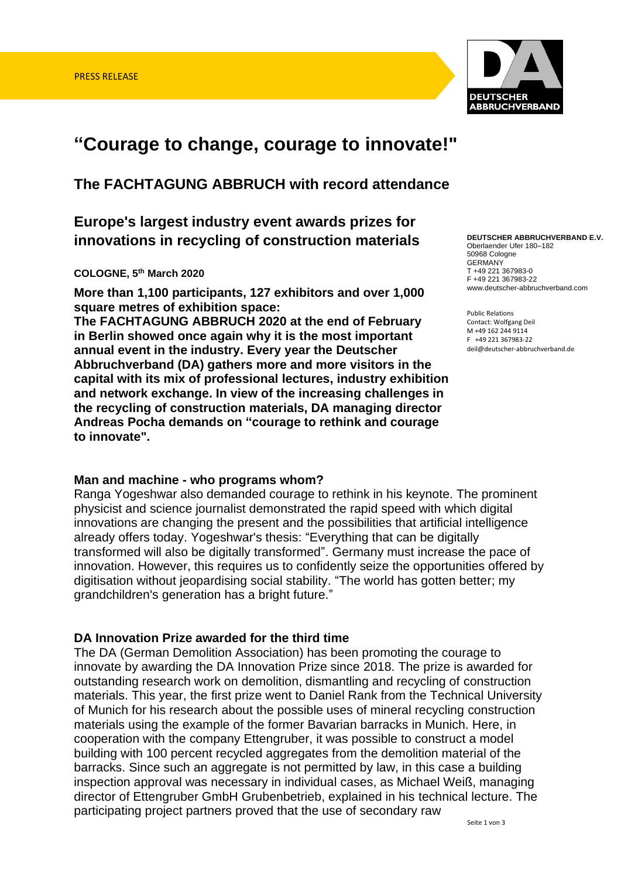PRESS RELEASE

# "Courage to change, courage to innovate!"

## The FACHTAGUNG ABBRUCH with record attendance

## Europe's largest industry event awards prizes for innovations in recycling of construction materials

**DEUTSCHER ABBRUCHVERBAND E.V.**
Oberlaender Ufer 180–182
50968 Cologne
GERMANY
T +49 221 367983-0
F +49 221 367983-22
www.deutscher-abbruchverband.com

Public Relations
Contact: Wolfgang Deil
M +49 162 244 9114
F +49 221 367983-22
deil@deutscher-abbruchverband.de

**COLOGNE, 5th March 2020**

**More than 1,100 participants, 127 exhibitors and over 1,000 square metres of exhibition space:**
**The FACHTAGUNG ABBRUCH 2020 at the end of February in Berlin showed once again why it is the most important annual event in the industry. Every year the Deutscher Abbruchverband (DA) gathers more and more visitors in the capital with its mix of professional lectures, industry exhibition and network exchange. In view of the increasing challenges in the recycling of construction materials, DA managing director Andreas Pocha demands on "courage to rethink and courage to innovate".**

### Man and machine - who programs whom?

Ranga Yogeshwar also demanded courage to rethink in his keynote. The prominent physicist and science journalist demonstrated the rapid speed with which digital innovations are changing the present and the possibilities that artificial intelligence already offers today. Yogeshwar's thesis: "Everything that can be digitally transformed will also be digitally transformed". Germany must increase the pace of innovation. However, this requires us to confidently seize the opportunities offered by digitisation without jeopardising social stability. "The world has gotten better; my grandchildren's generation has a bright future."

### DA Innovation Prize awarded for the third time

The DA (German Demolition Association) has been promoting the courage to innovate by awarding the DA Innovation Prize since 2018. The prize is awarded for outstanding research work on demolition, dismantling and recycling of construction materials. This year, the first prize went to Daniel Rank from the Technical University of Munich for his research about the possible uses of mineral recycling construction materials using the example of the former Bavarian barracks in Munich. Here, in cooperation with the company Ettengruber, it was possible to construct a model building with 100 percent recycled aggregates from the demolition material of the barracks. Since such an aggregate is not permitted by law, in this case a building inspection approval was necessary in individual cases, as Michael Weiß, managing director of Ettengruber GmbH Grubenbetrieb, explained in his technical lecture. The participating project partners proved that the use of secondary raw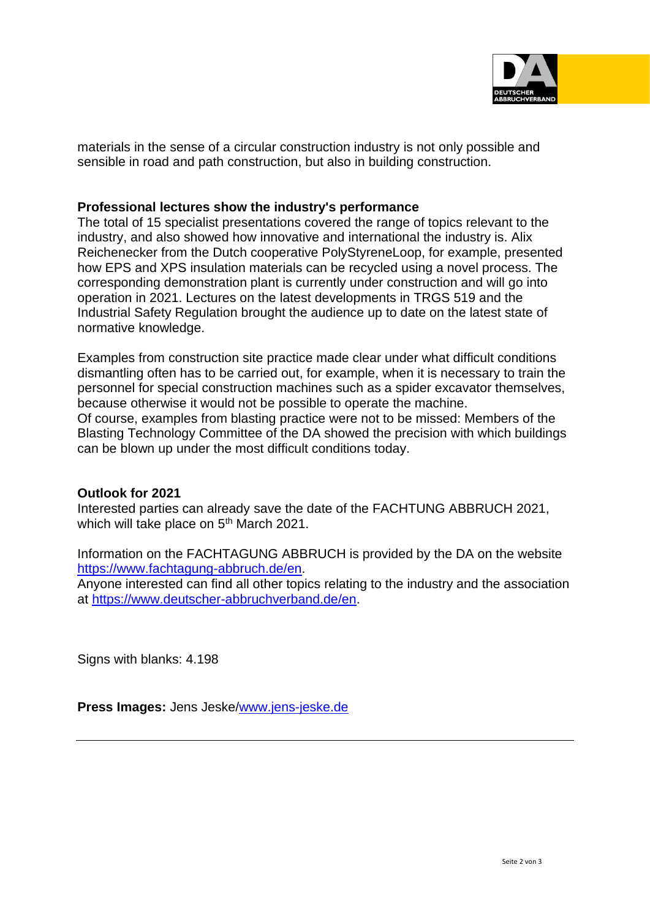materials in the sense of a circular construction industry is not only possible and sensible in road and path construction, but also in building construction.

**Professional lectures show the industry's performance**

The total of 15 specialist presentations covered the range of topics relevant to the industry, and also showed how innovative and international the industry is. Alix Reichenecker from the Dutch cooperative PolyStyreneLoop, for example, presented how EPS and XPS insulation materials can be recycled using a novel process. The corresponding demonstration plant is currently under construction and will go into operation in 2021. Lectures on the latest developments in TRGS 519 and the Industrial Safety Regulation brought the audience up to date on the latest state of normative knowledge.

Examples from construction site practice made clear under what difficult conditions dismantling often has to be carried out, for example, when it is necessary to train the personnel for special construction machines such as a spider excavator themselves, because otherwise it would not be possible to operate the machine.
Of course, examples from blasting practice were not to be missed: Members of the Blasting Technology Committee of the DA showed the precision with which buildings can be blown up under the most difficult conditions today.

**Outlook for 2021**

Interested parties can already save the date of the FACHTUNG ABBRUCH 2021, which will take place on 5th March 2021.

Information on the FACHTAGUNG ABBRUCH is provided by the DA on the website https://www.fachtagung-abbruch.de/en.
Anyone interested can find all other topics relating to the industry and the association at https://www.deutscher-abbruchverband.de/en.

Signs with blanks: 4.198

**Press Images:** Jens Jeske/www.jens-jeske.de

---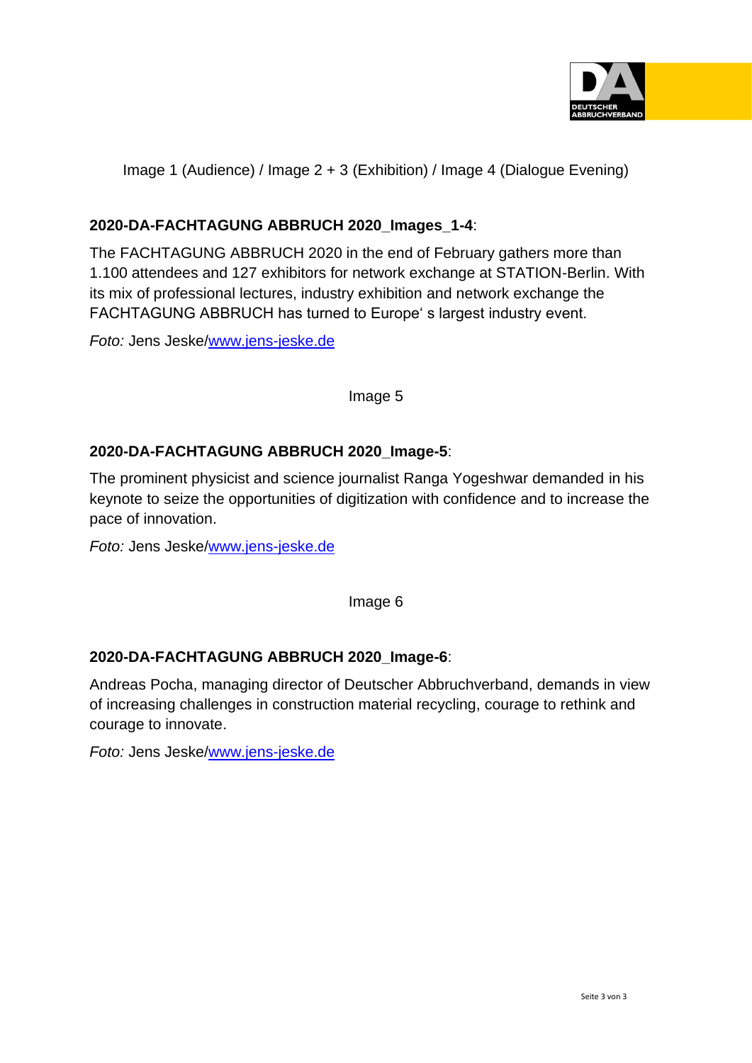Image 1 (Audience) / Image 2 + 3 (Exhibition) / Image 4 (Dialogue Evening)

**2020-DA-FACHTAGUNG ABBRUCH 2020_Images_1-4**:

The FACHTAGUNG ABBRUCH 2020 in the end of February gathers more than 1.100 attendees and 127 exhibitors for network exchange at STATION-Berlin. With its mix of professional lectures, industry exhibition and network exchange the FACHTAGUNG ABBRUCH has turned to Europe' s largest industry event.

*Foto:* Jens Jeske/[www.jens-jeske.de](http://www.jens-jeske.de)

Image 5

**2020-DA-FACHTAGUNG ABBRUCH 2020_Image-5**:

The prominent physicist and science journalist Ranga Yogeshwar demanded in his keynote to seize the opportunities of digitization with confidence and to increase the pace of innovation.

*Foto:* Jens Jeske/[www.jens-jeske.de](http://www.jens-jeske.de)

Image 6

**2020-DA-FACHTAGUNG ABBRUCH 2020_Image-6**:

Andreas Pocha, managing director of Deutscher Abbruchverband, demands in view of increasing challenges in construction material recycling, courage to rethink and courage to innovate.

*Foto:* Jens Jeske/[www.jens-jeske.de](http://www.jens-jeske.de)